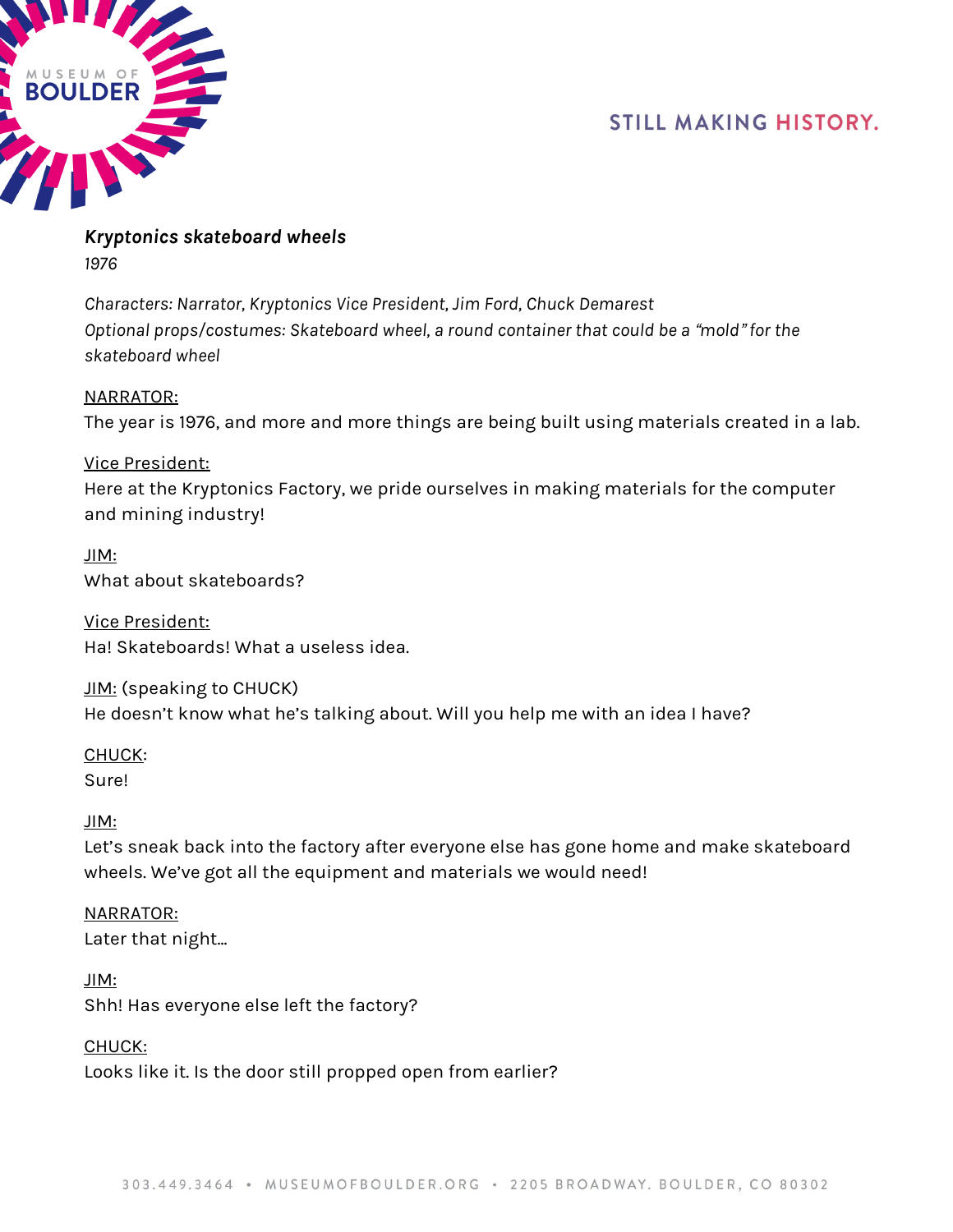***Kryptonics skateboard wheels***

*1976*

*Characters: Narrator, Kryptonics Vice President, Jim Ford, Chuck Demarest*
*Optional props/costumes: Skateboard wheel, a round container that could be a "mold" for the skateboard wheel*

<u>NARRATOR:</u>
The year is 1976, and more and more things are being built using materials created in a lab.

<u>Vice President:</u>
Here at the Kryptonics Factory, we pride ourselves in making materials for the computer and mining industry!

<u>JIM:</u>
What about skateboards?

<u>Vice President:</u>
Ha! Skateboards! What a useless idea.

<u>JIM:</u> (speaking to CHUCK)
He doesn't know what he's talking about. Will you help me with an idea I have?

<u>CHUCK</u>:
Sure!

<u>JIM:</u>
Let's sneak back into the factory after everyone else has gone home and make skateboard wheels. We've got all the equipment and materials we would need!

<u>NARRATOR:</u>
Later that night...

<u>JIM:</u>
Shh! Has everyone else left the factory?

<u>CHUCK:</u>
Looks like it. Is the door still propped open from earlier?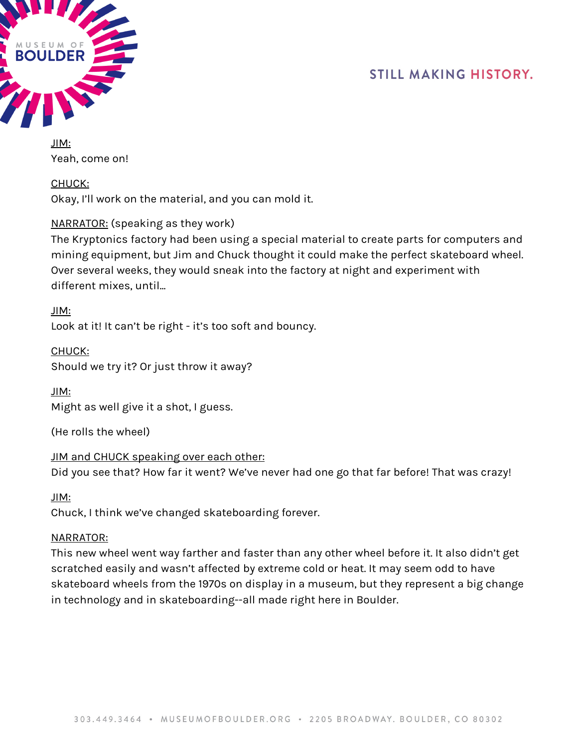JIM:
Yeah, come on!

CHUCK:
Okay, I'll work on the material, and you can mold it.

NARRATOR: (speaking as they work)
The Kryptonics factory had been using a special material to create parts for computers and mining equipment, but Jim and Chuck thought it could make the perfect skateboard wheel. Over several weeks, they would sneak into the factory at night and experiment with different mixes, until...

JIM:
Look at it! It can't be right - it's too soft and bouncy.

CHUCK:
Should we try it? Or just throw it away?

JIM:
Might as well give it a shot, I guess.

(He rolls the wheel)

JIM and CHUCK speaking over each other:
Did you see that? How far it went? We've never had one go that far before! That was crazy!

JIM:
Chuck, I think we've changed skateboarding forever.

NARRATOR:
This new wheel went way farther and faster than any other wheel before it. It also didn't get scratched easily and wasn't affected by extreme cold or heat. It may seem odd to have skateboard wheels from the 1970s on display in a museum, but they represent a big change in technology and in skateboarding--all made right here in Boulder.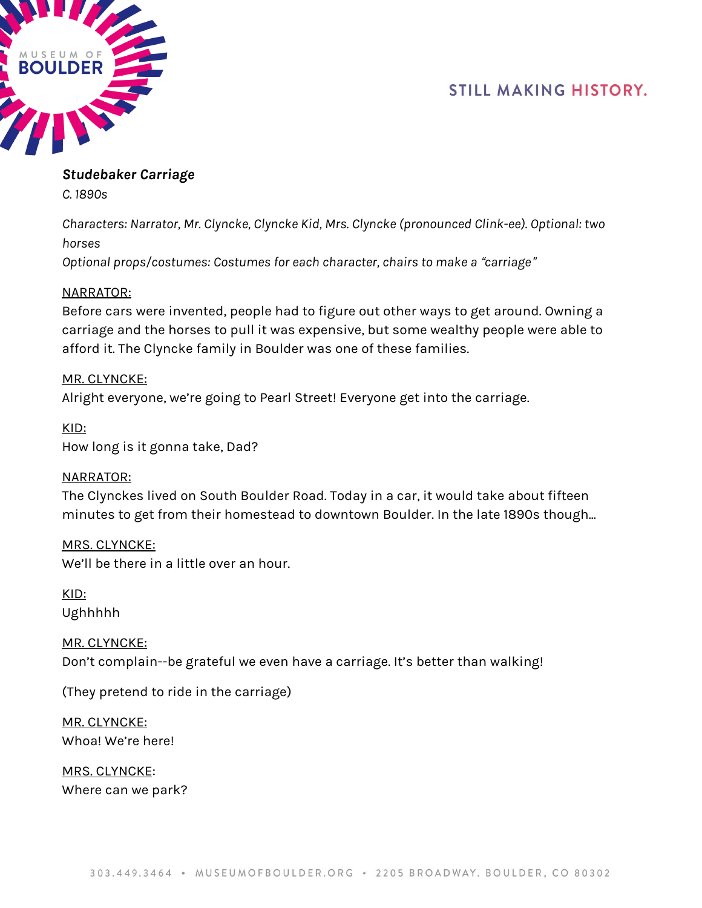***Studebaker Carriage***

*C. 1890s*

*Characters: Narrator, Mr. Clyncke, Clyncke Kid, Mrs. Clyncke (pronounced Clink-ee). Optional: two horses*

*Optional props/costumes: Costumes for each character, chairs to make a "carriage"*

<u>NARRATOR:</u>
Before cars were invented, people had to figure out other ways to get around. Owning a carriage and the horses to pull it was expensive, but some wealthy people were able to afford it. The Clyncke family in Boulder was one of these families.

<u>MR. CLYNCKE:</u>
Alright everyone, we're going to Pearl Street! Everyone get into the carriage.

<u>KID:</u>
How long is it gonna take, Dad?

<u>NARRATOR:</u>
The Clynckes lived on South Boulder Road. Today in a car, it would take about fifteen minutes to get from their homestead to downtown Boulder. In the late 1890s though...

<u>MRS. CLYNCKE:</u>
We'll be there in a little over an hour.

<u>KID:</u>
Ughhhhh

<u>MR. CLYNCKE:</u>
Don't complain--be grateful we even have a carriage. It's better than walking!

(They pretend to ride in the carriage)

<u>MR. CLYNCKE:</u>
Whoa! We're here!

<u>MRS. CLYNCKE</u>:
Where can we park?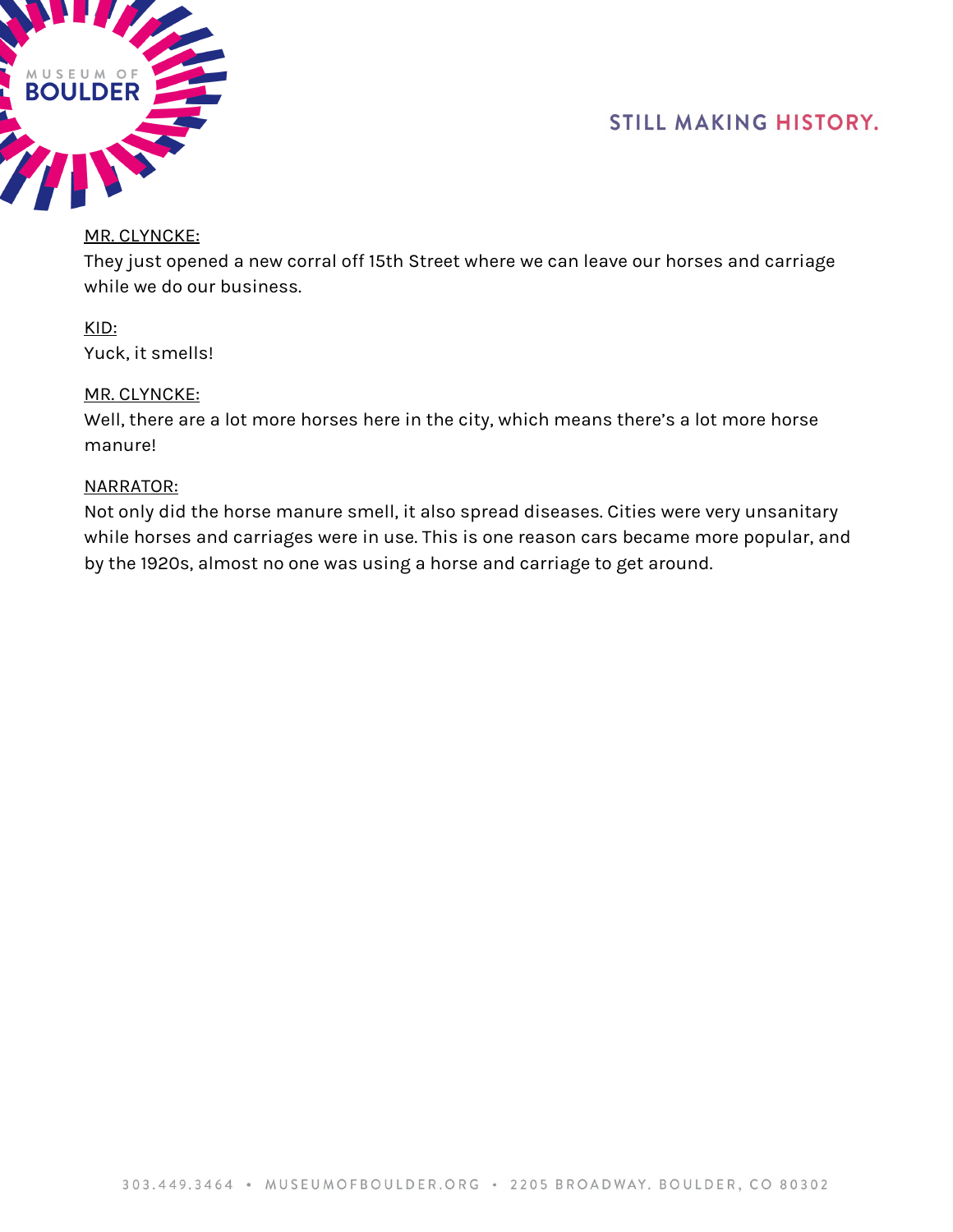MR. CLYNCKE:
They just opened a new corral off 15th Street where we can leave our horses and carriage while we do our business.

KID:
Yuck, it smells!

MR. CLYNCKE:
Well, there are a lot more horses here in the city, which means there's a lot more horse manure!

NARRATOR:
Not only did the horse manure smell, it also spread diseases. Cities were very unsanitary while horses and carriages were in use. This is one reason cars became more popular, and by the 1920s, almost no one was using a horse and carriage to get around.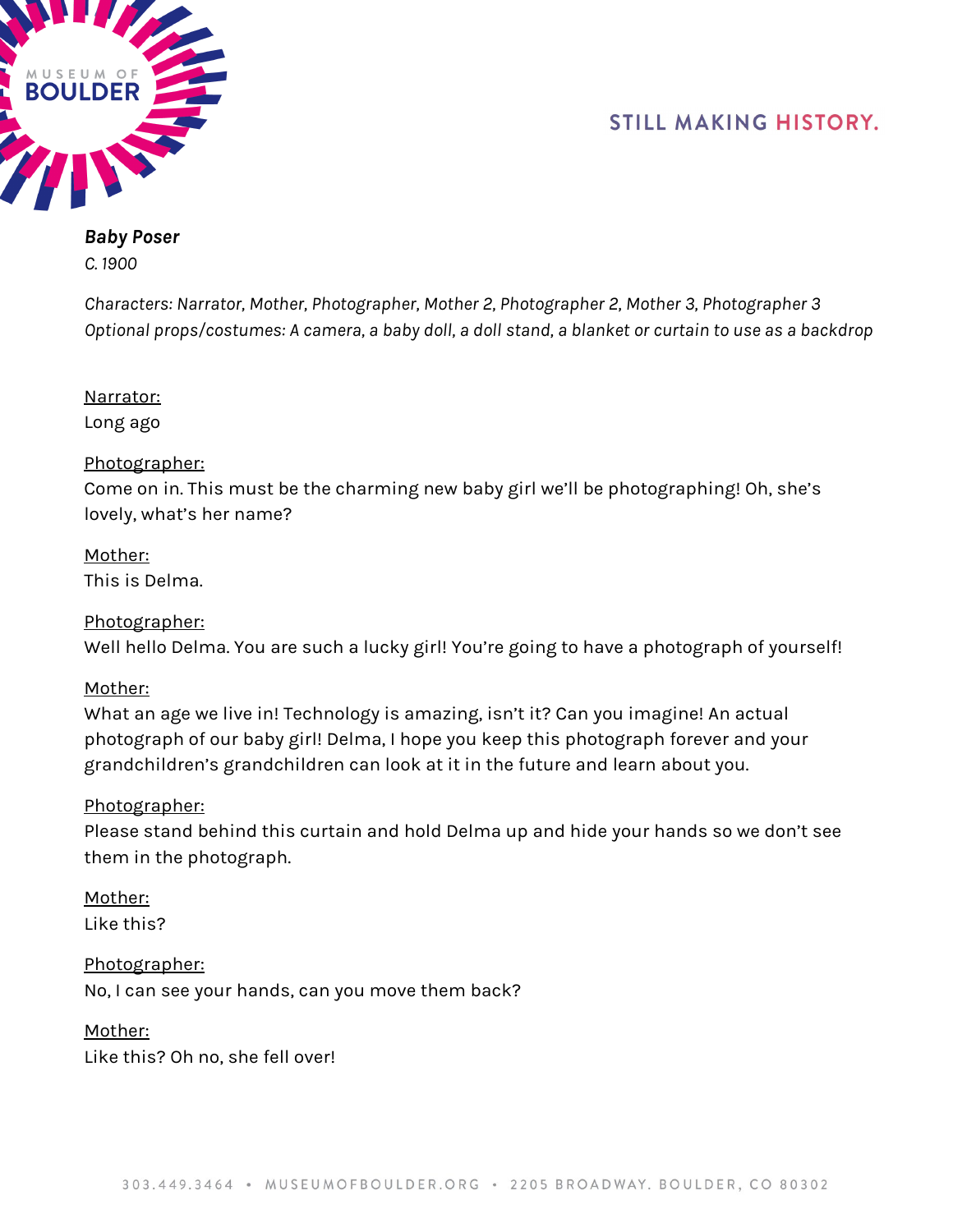***Baby Poser***

*C. 1900*

*Characters: Narrator, Mother, Photographer, Mother 2, Photographer 2, Mother 3, Photographer 3*
*Optional props/costumes: A camera, a baby doll, a doll stand, a blanket or curtain to use as a backdrop*

Narrator:
Long ago

Photographer:
Come on in. This must be the charming new baby girl we'll be photographing! Oh, she's lovely, what's her name?

Mother:
This is Delma.

Photographer:
Well hello Delma. You are such a lucky girl! You're going to have a photograph of yourself!

Mother:
What an age we live in! Technology is amazing, isn't it? Can you imagine! An actual photograph of our baby girl! Delma, I hope you keep this photograph forever and your grandchildren's grandchildren can look at it in the future and learn about you.

Photographer:
Please stand behind this curtain and hold Delma up and hide your hands so we don't see them in the photograph.

Mother:
Like this?

Photographer:
No, I can see your hands, can you move them back?

Mother:
Like this? Oh no, she fell over!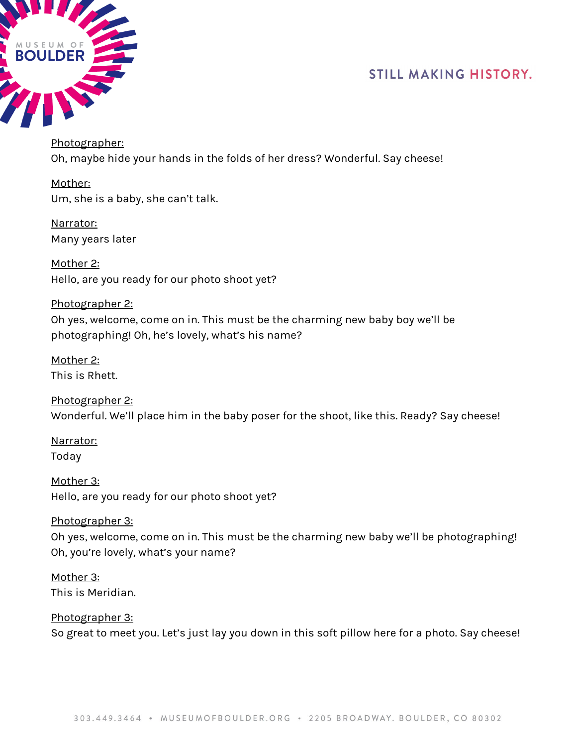Photographer:

Oh, maybe hide your hands in the folds of her dress? Wonderful. Say cheese!

Mother:

Um, she is a baby, she can't talk.

Narrator:

Many years later

Mother 2:

Hello, are you ready for our photo shoot yet?

Photographer 2:

Oh yes, welcome, come on in. This must be the charming new baby boy we'll be photographing! Oh, he's lovely, what's his name?

Mother 2:

This is Rhett.

Photographer 2:

Wonderful. We'll place him in the baby poser for the shoot, like this. Ready? Say cheese!

Narrator:

Today

Mother 3:

Hello, are you ready for our photo shoot yet?

Photographer 3:

Oh yes, welcome, come on in. This must be the charming new baby we'll be photographing! Oh, you're lovely, what's your name?

Mother 3:

This is Meridian.

Photographer 3:

So great to meet you. Let's just lay you down in this soft pillow here for a photo. Say cheese!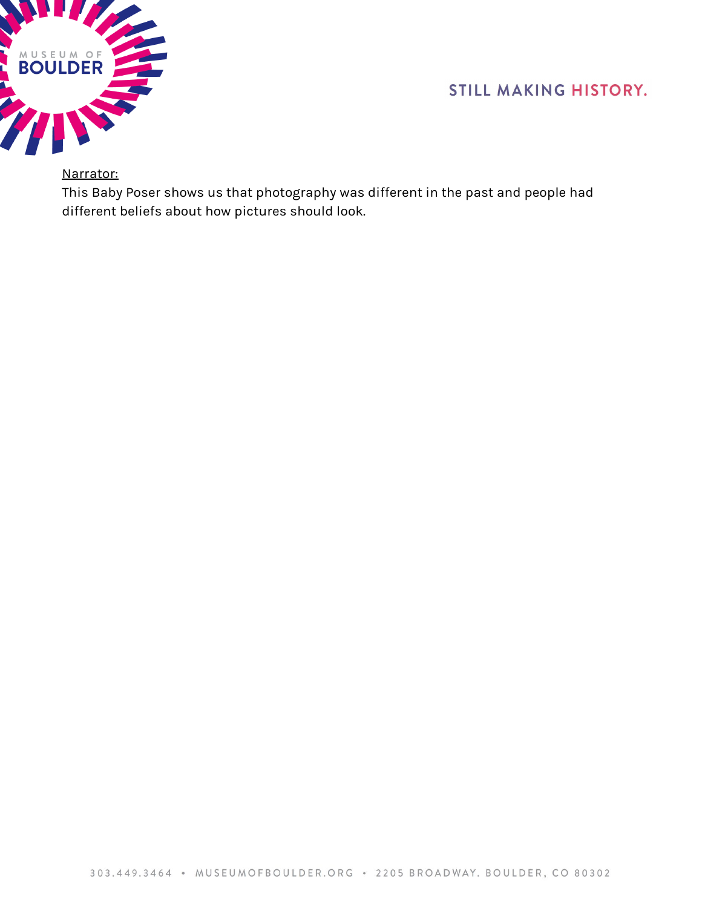<u>Narrator:</u>

This Baby Poser shows us that photography was different in the past and people had different beliefs about how pictures should look.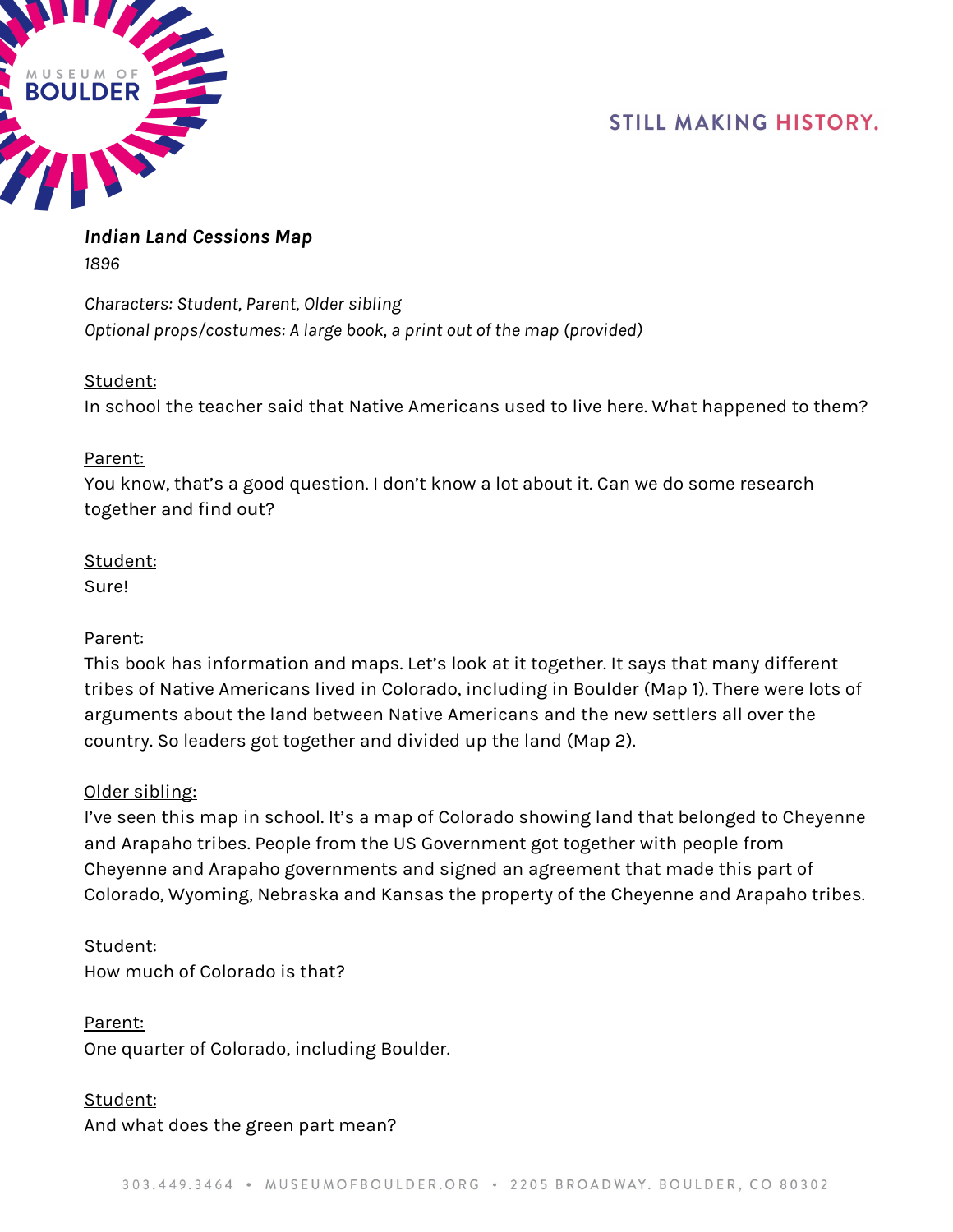***Indian Land Cessions Map***

*1896*

*Characters: Student, Parent, Older sibling*
*Optional props/costumes: A large book, a print out of the map (provided)*

Student:
In school the teacher said that Native Americans used to live here. What happened to them?

Parent:
You know, that's a good question. I don't know a lot about it. Can we do some research together and find out?

Student:
Sure!

Parent:
This book has information and maps. Let's look at it together. It says that many different tribes of Native Americans lived in Colorado, including in Boulder (Map 1). There were lots of arguments about the land between Native Americans and the new settlers all over the country. So leaders got together and divided up the land (Map 2).

Older sibling:
I've seen this map in school. It's a map of Colorado showing land that belonged to Cheyenne and Arapaho tribes. People from the US Government got together with people from Cheyenne and Arapaho governments and signed an agreement that made this part of Colorado, Wyoming, Nebraska and Kansas the property of the Cheyenne and Arapaho tribes.

Student:
How much of Colorado is that?

Parent:
One quarter of Colorado, including Boulder.

Student:
And what does the green part mean?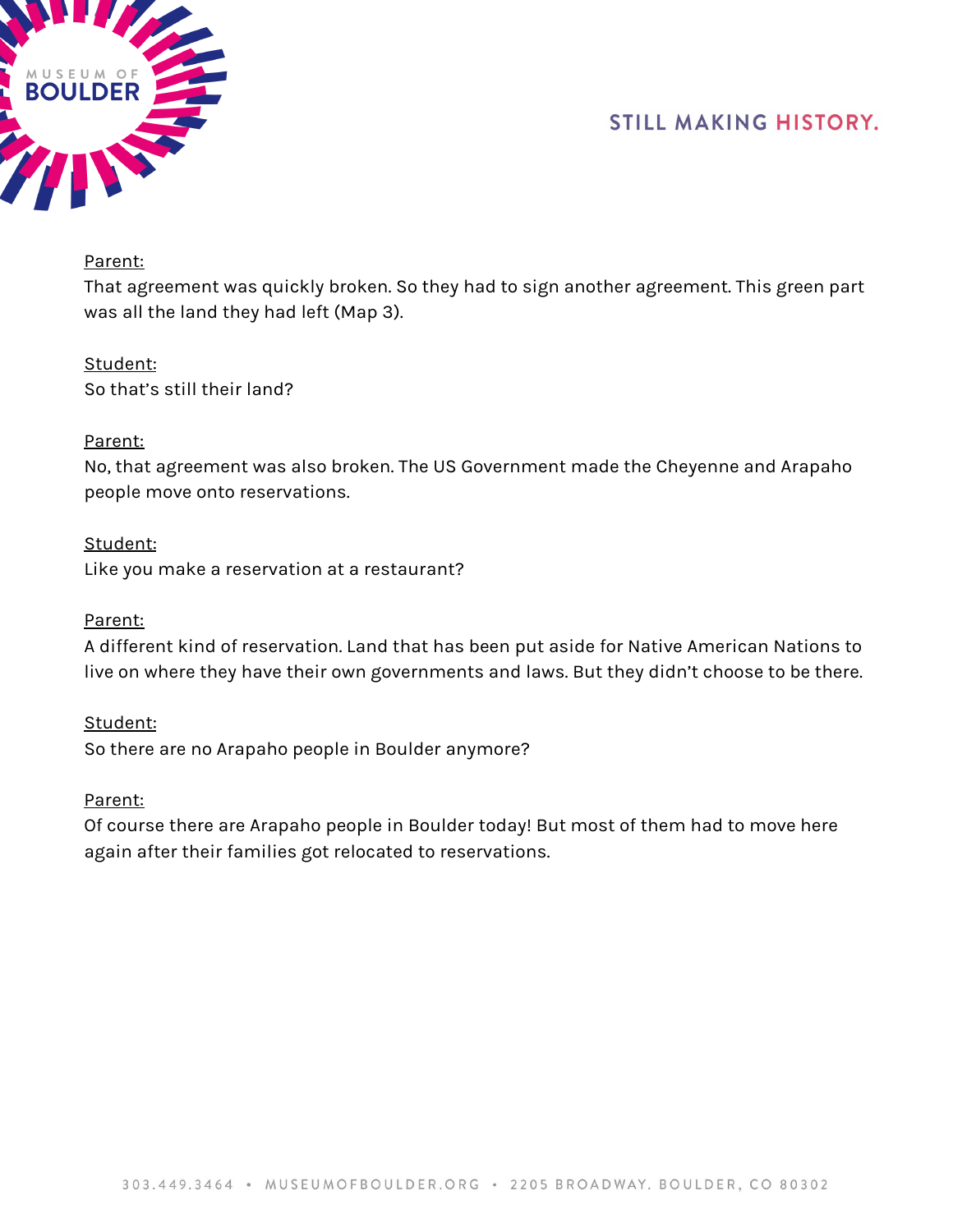Parent:
That agreement was quickly broken. So they had to sign another agreement. This green part was all the land they had left (Map 3).

Student:
So that's still their land?

Parent:
No, that agreement was also broken. The US Government made the Cheyenne and Arapaho people move onto reservations.

Student:
Like you make a reservation at a restaurant?

Parent:
A different kind of reservation. Land that has been put aside for Native American Nations to live on where they have their own governments and laws. But they didn't choose to be there.

Student:
So there are no Arapaho people in Boulder anymore?

Parent:
Of course there are Arapaho people in Boulder today! But most of them had to move here again after their families got relocated to reservations.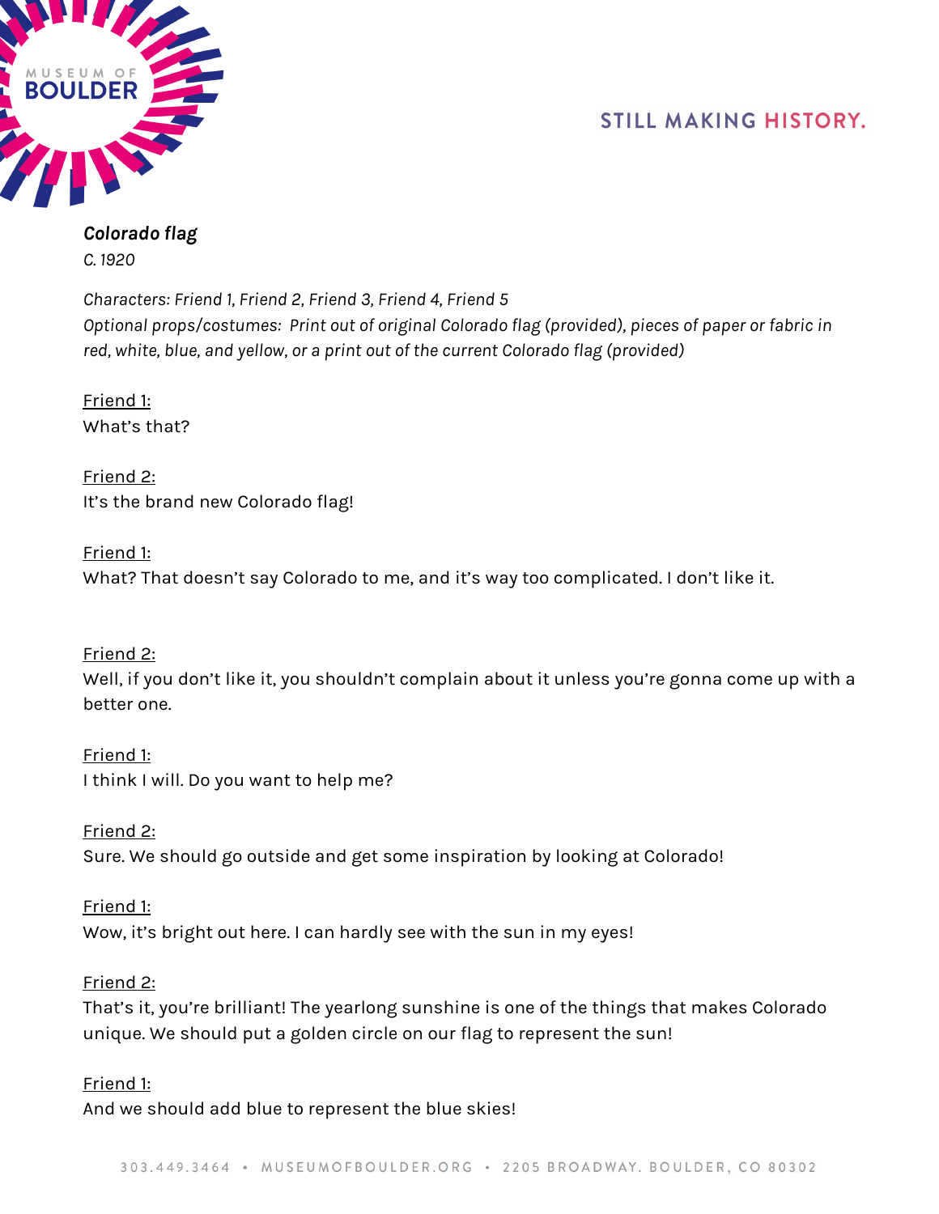***Colorado flag***

*C. 1920*

*Characters: Friend 1, Friend 2, Friend 3, Friend 4, Friend 5*
*Optional props/costumes: Print out of original Colorado flag (provided), pieces of paper or fabric in red, white, blue, and yellow, or a print out of the current Colorado flag (provided)*

Friend 1:
What's that?

Friend 2:
It's the brand new Colorado flag!

Friend 1:
What? That doesn't say Colorado to me, and it's way too complicated. I don't like it.

Friend 2:
Well, if you don't like it, you shouldn't complain about it unless you're gonna come up with a better one.

Friend 1:
I think I will. Do you want to help me?

Friend 2:
Sure. We should go outside and get some inspiration by looking at Colorado!

Friend 1:
Wow, it's bright out here. I can hardly see with the sun in my eyes!

Friend 2:
That's it, you're brilliant! The yearlong sunshine is one of the things that makes Colorado unique. We should put a golden circle on our flag to represent the sun!

Friend 1:
And we should add blue to represent the blue skies!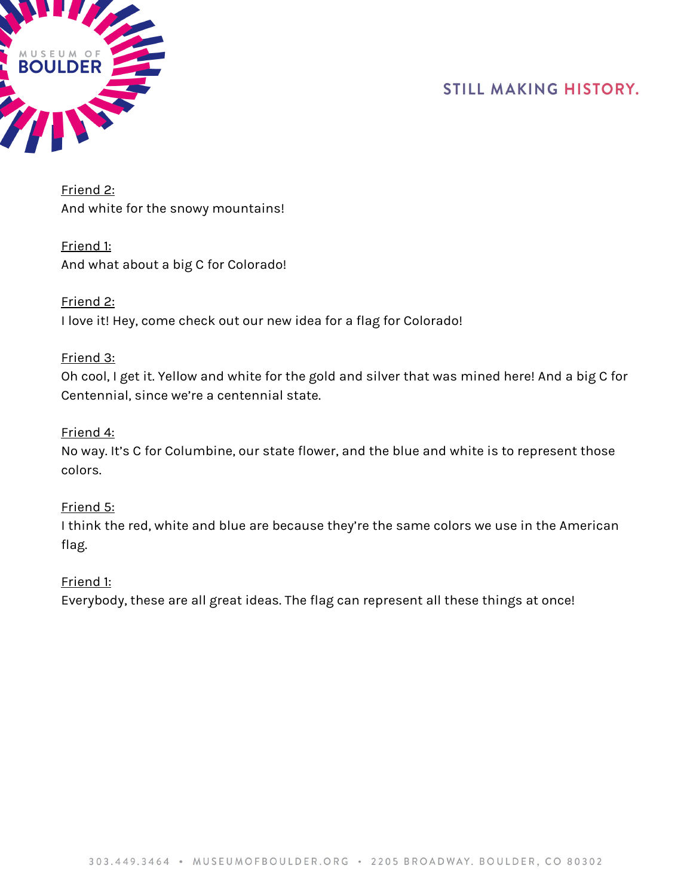Friend 2:
And white for the snowy mountains!

Friend 1:
And what about a big C for Colorado!

Friend 2:
I love it! Hey, come check out our new idea for a flag for Colorado!

Friend 3:
Oh cool, I get it. Yellow and white for the gold and silver that was mined here! And a big C for Centennial, since we're a centennial state.

Friend 4:
No way. It's C for Columbine, our state flower, and the blue and white is to represent those colors.

Friend 5:
I think the red, white and blue are because they're the same colors we use in the American flag.

Friend 1:
Everybody, these are all great ideas. The flag can represent all these things at once!